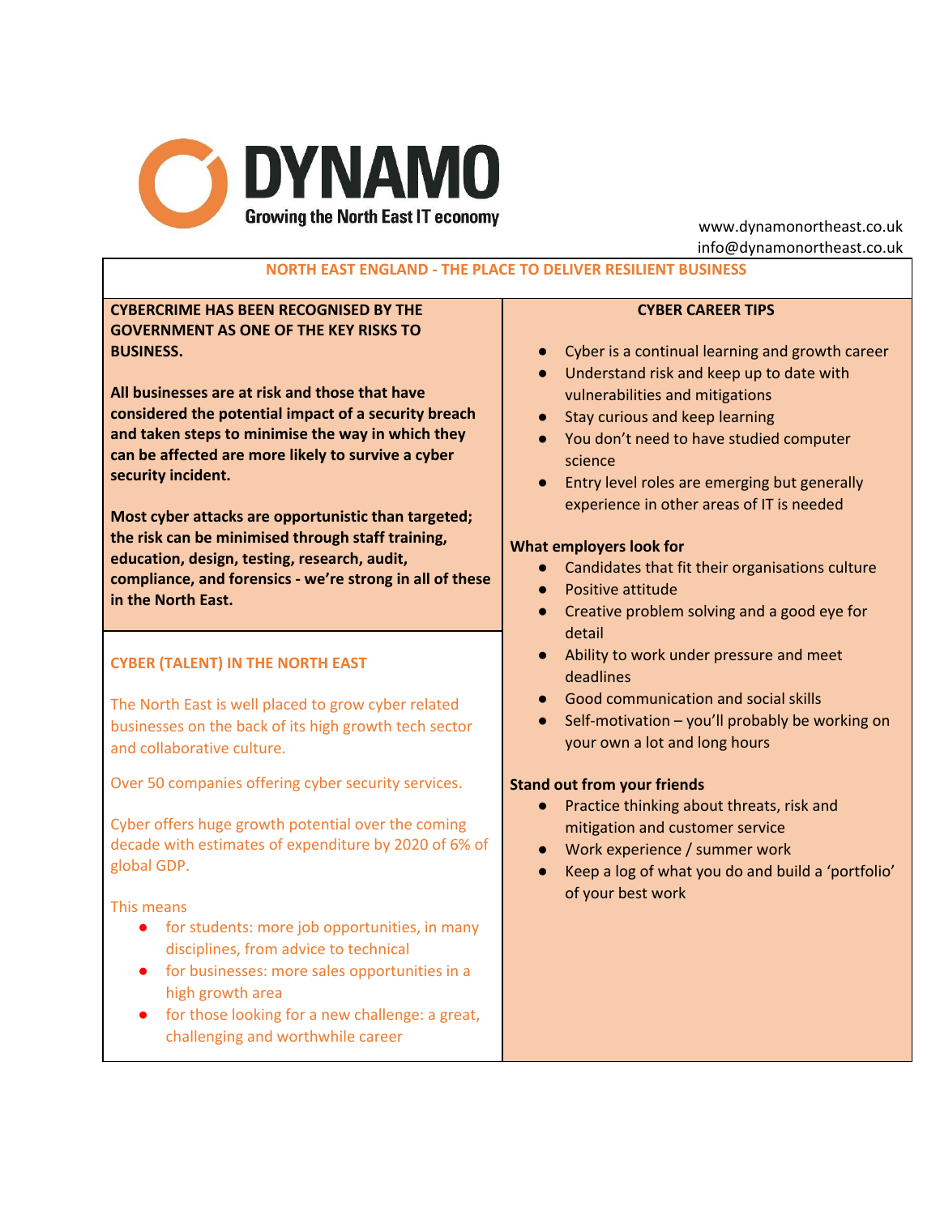# DYNAMO

Growing the North East IT economy

www.dynamonortheast.co.uk
info@dynamonortheast.co.uk

## NORTH EAST ENGLAND - THE PLACE TO DELIVER RESILIENT BUSINESS

**CYBERCRIME HAS BEEN RECOGNISED BY THE GOVERNMENT AS ONE OF THE KEY RISKS TO BUSINESS.**

**All businesses are at risk and those that have considered the potential impact of a security breach and taken steps to minimise the way in which they can be affected are more likely to survive a cyber security incident.**

**Most cyber attacks are opportunistic than targeted; the risk can be minimised through staff training, education, design, testing, research, audit, compliance, and forensics - we're strong in all of these in the North East.**

### CYBER (TALENT) IN THE NORTH EAST

The North East is well placed to grow cyber related businesses on the back of its high growth tech sector and collaborative culture.

Over 50 companies offering cyber security services.

Cyber offers huge growth potential over the coming decade with estimates of expenditure by 2020 of 6% of global GDP.

This means

- for students: more job opportunities, in many disciplines, from advice to technical
- for businesses: more sales opportunities in a high growth area
- for those looking for a new challenge: a great, challenging and worthwhile career

### CYBER CAREER TIPS

- Cyber is a continual learning and growth career
- Understand risk and keep up to date with vulnerabilities and mitigations
- Stay curious and keep learning
- You don't need to have studied computer science
- Entry level roles are emerging but generally experience in other areas of IT is needed

**What employers look for**

- Candidates that fit their organisations culture
- Positive attitude
- Creative problem solving and a good eye for detail
- Ability to work under pressure and meet deadlines
- Good communication and social skills
- Self-motivation – you'll probably be working on your own a lot and long hours

**Stand out from your friends**

- Practice thinking about threats, risk and mitigation and customer service
- Work experience / summer work
- Keep a log of what you do and build a 'portfolio' of your best work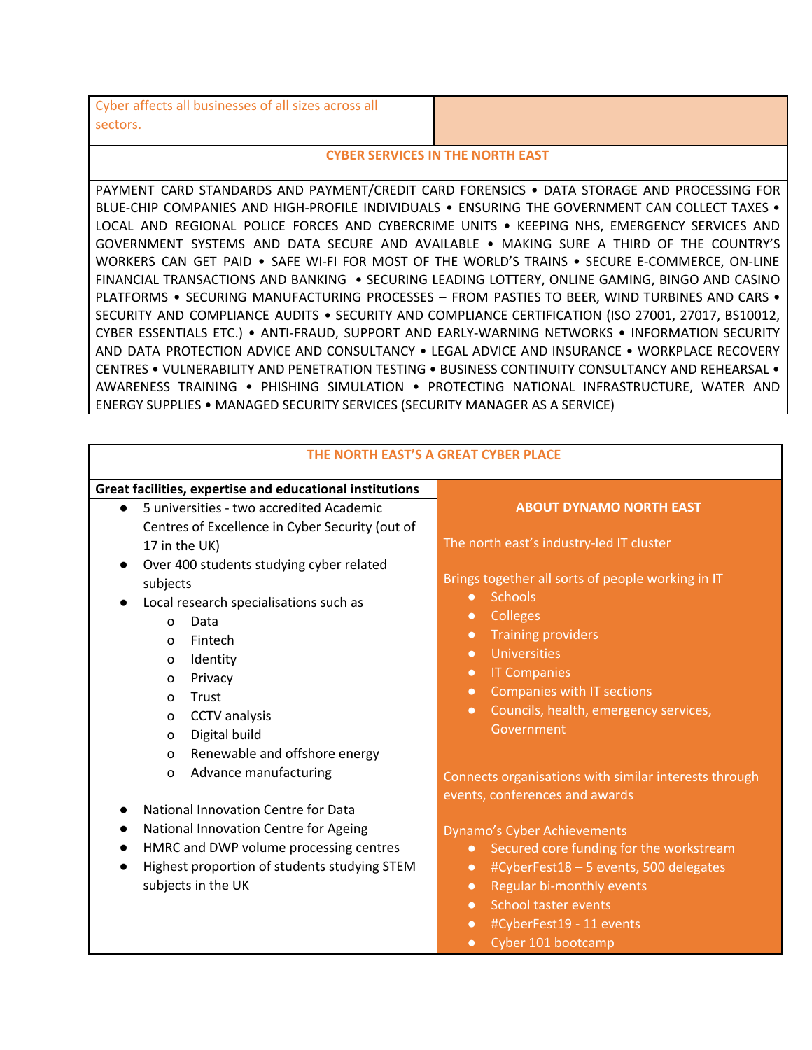Cyber affects all businesses of all sizes across all sectors.

## CYBER SERVICES IN THE NORTH EAST

PAYMENT CARD STANDARDS AND PAYMENT/CREDIT CARD FORENSICS • DATA STORAGE AND PROCESSING FOR BLUE-CHIP COMPANIES AND HIGH-PROFILE INDIVIDUALS • ENSURING THE GOVERNMENT CAN COLLECT TAXES • LOCAL AND REGIONAL POLICE FORCES AND CYBERCRIME UNITS • KEEPING NHS, EMERGENCY SERVICES AND GOVERNMENT SYSTEMS AND DATA SECURE AND AVAILABLE • MAKING SURE A THIRD OF THE COUNTRY'S WORKERS CAN GET PAID • SAFE WI-FI FOR MOST OF THE WORLD'S TRAINS • SECURE E-COMMERCE, ON-LINE FINANCIAL TRANSACTIONS AND BANKING • SECURING LEADING LOTTERY, ONLINE GAMING, BINGO AND CASINO PLATFORMS • SECURING MANUFACTURING PROCESSES – FROM PASTIES TO BEER, WIND TURBINES AND CARS • SECURITY AND COMPLIANCE AUDITS • SECURITY AND COMPLIANCE CERTIFICATION (ISO 27001, 27017, BS10012, CYBER ESSENTIALS ETC.) • ANTI-FRAUD, SUPPORT AND EARLY-WARNING NETWORKS • INFORMATION SECURITY AND DATA PROTECTION ADVICE AND CONSULTANCY • LEGAL ADVICE AND INSURANCE • WORKPLACE RECOVERY CENTRES • VULNERABILITY AND PENETRATION TESTING • BUSINESS CONTINUITY CONSULTANCY AND REHEARSAL • AWARENESS TRAINING • PHISHING SIMULATION • PROTECTING NATIONAL INFRASTRUCTURE, WATER AND ENERGY SUPPLIES • MANAGED SECURITY SERVICES (SECURITY MANAGER AS A SERVICE)

## THE NORTH EAST'S A GREAT CYBER PLACE

**Great facilities, expertise and educational institutions**

- 5 universities - two accredited Academic Centres of Excellence in Cyber Security (out of 17 in the UK)
- Over 400 students studying cyber related subjects
- Local research specialisations such as
  - Data
  - Fintech
  - Identity
  - Privacy
  - Trust
  - CCTV analysis
  - Digital build
  - Renewable and offshore energy
  - Advance manufacturing
- National Innovation Centre for Data
- National Innovation Centre for Ageing
- HMRC and DWP volume processing centres
- Highest proportion of students studying STEM subjects in the UK

### ABOUT DYNAMO NORTH EAST

The north east's industry-led IT cluster

Brings together all sorts of people working in IT

- Schools
- Colleges
- Training providers
- Universities
- IT Companies
- Companies with IT sections
- Councils, health, emergency services, Government

Connects organisations with similar interests through events, conferences and awards

Dynamo's Cyber Achievements

- Secured core funding for the workstream
- #CyberFest18 – 5 events, 500 delegates
- Regular bi-monthly events
- School taster events
- #CyberFest19 - 11 events
- Cyber 101 bootcamp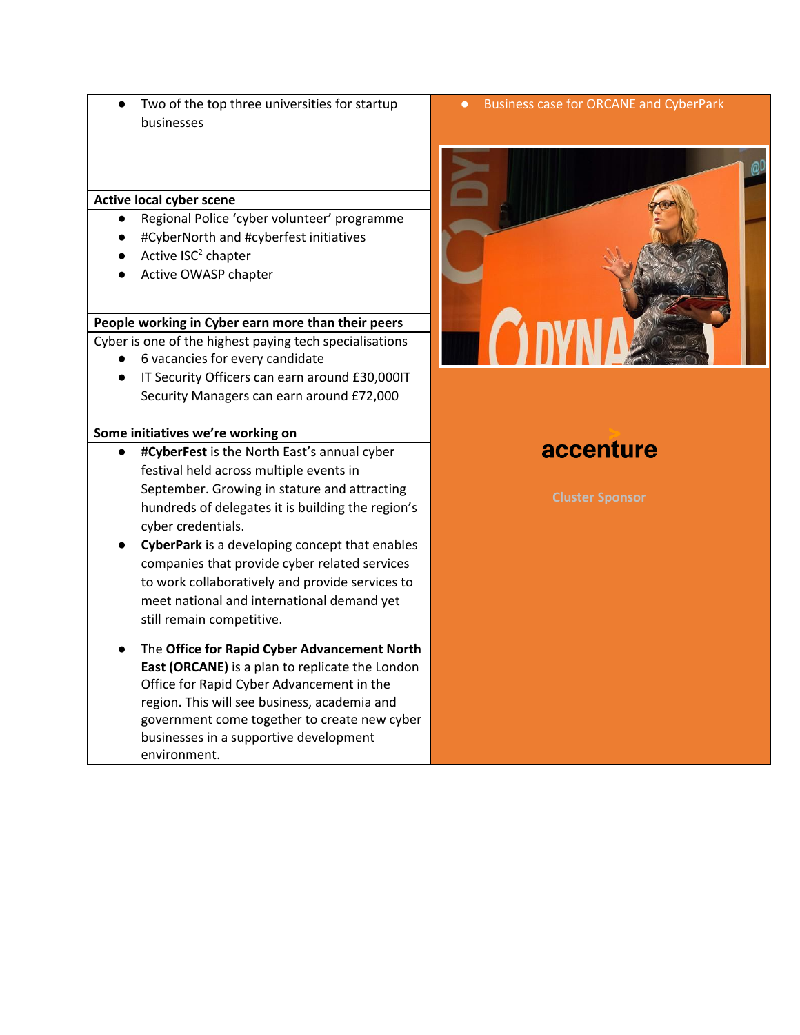- Two of the top three universities for startup businesses

**Active local cyber scene**

- Regional Police 'cyber volunteer' programme
- #CyberNorth and #cyberfest initiatives
- Active ISC² chapter
- Active OWASP chapter

**People working in Cyber earn more than their peers**

Cyber is one of the highest paying tech specialisations

- 6 vacancies for every candidate
- IT Security Officers can earn around £30,000IT Security Managers can earn around £72,000

**Some initiatives we're working on**

- **#CyberFest** is the North East's annual cyber festival held across multiple events in September. Growing in stature and attracting hundreds of delegates it is building the region's cyber credentials.
- **CyberPark** is a developing concept that enables companies that provide cyber related services to work collaboratively and provide services to meet national and international demand yet still remain competitive.
- The **Office for Rapid Cyber Advancement North East (ORCANE)** is a plan to replicate the London Office for Rapid Cyber Advancement in the region. This will see business, academia and government come together to create new cyber businesses in a supportive development environment.

- Business case for ORCANE and CyberPark

accenture

Cluster Sponsor